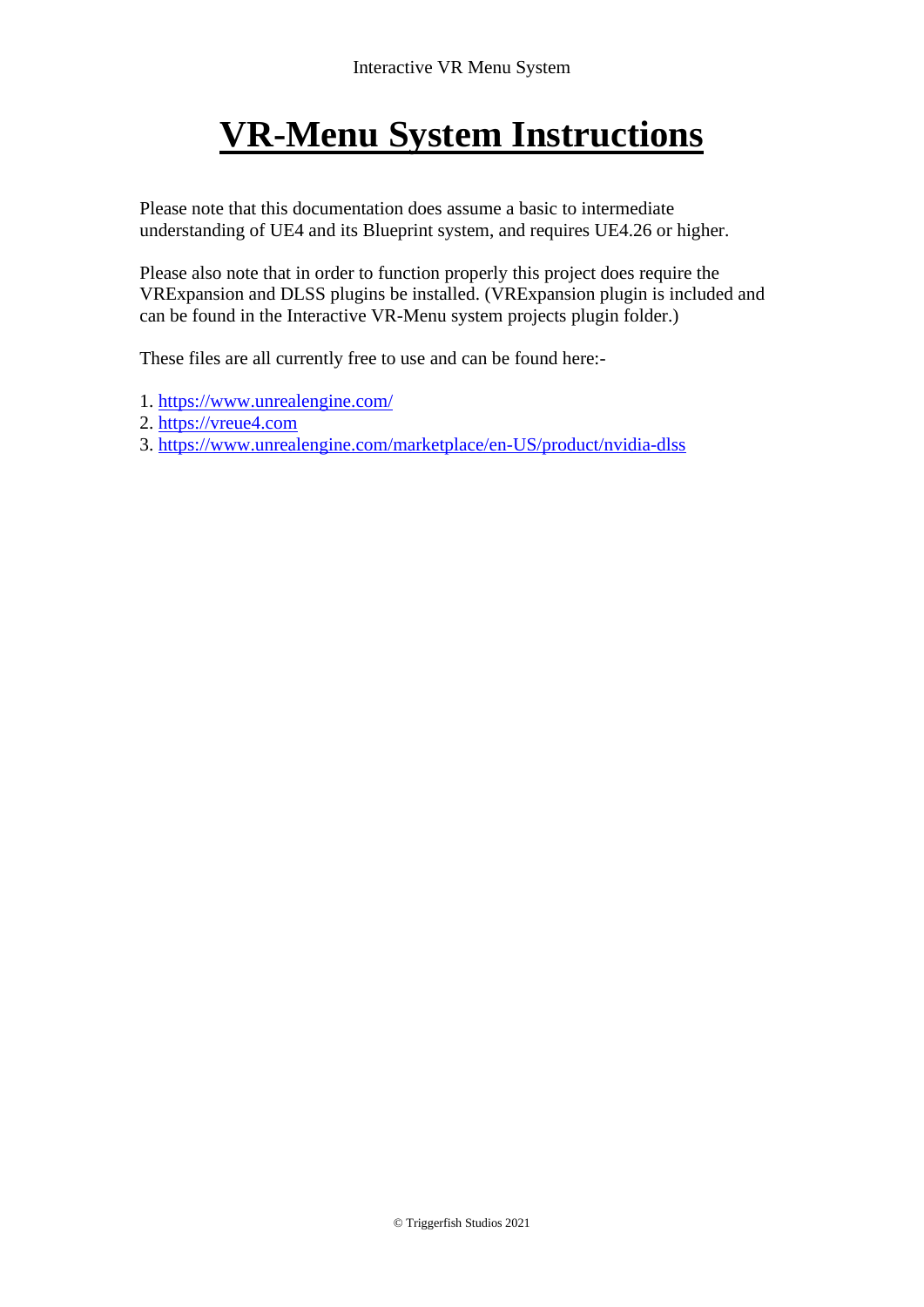# VR-Menu System Instructions

Please note that this documentation does assume a basic to intermediate understanding of UE4 and its Blueprint system, and requires UE4.26 or higher.

Please also note that in order to function properly this project does require the VRExpansion and DLSS plugins be installed. (VRExpansion plugin is included and can be found in the Interactive VR-Menu system projects plugin folder.)

These files are all currently free to use and can be found here:-

1. https://www.unrealengine.com/
2. https://vreue4.com
3. https://www.unrealengine.com/marketplace/en-US/product/nvidia-dlss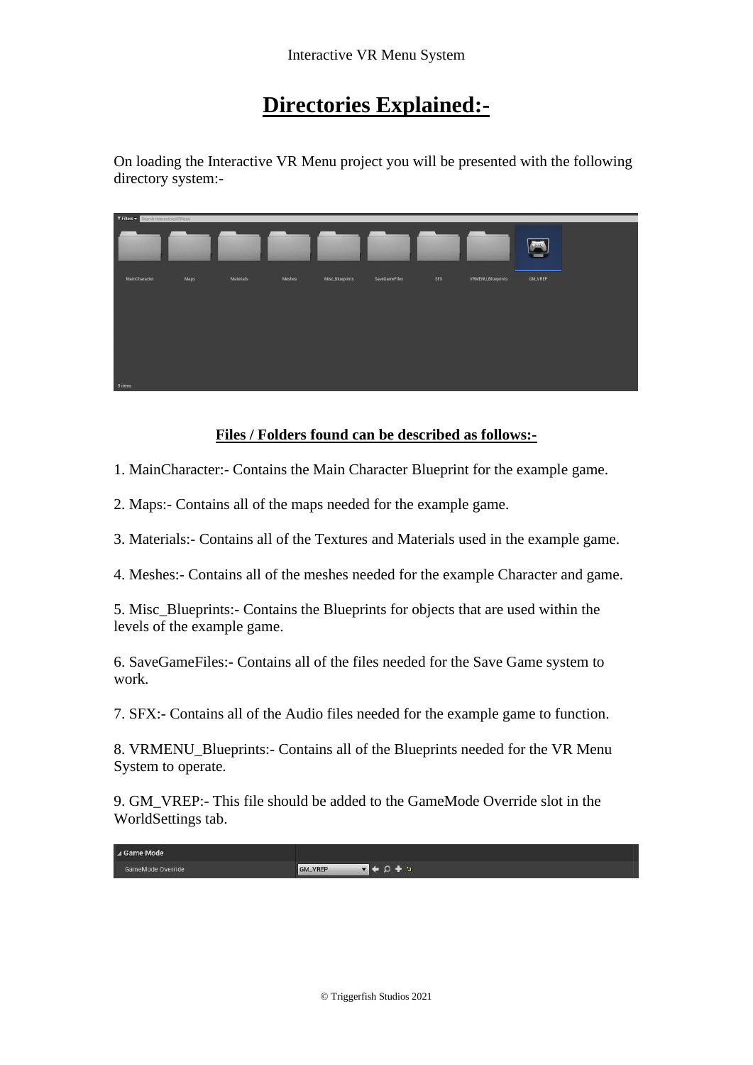# Directories Explained:-

On loading the Interactive VR Menu project you will be presented with the following directory system:-

## Files / Folders found can be described as follows:-

1. MainCharacter:- Contains the Main Character Blueprint for the example game.

2. Maps:- Contains all of the maps needed for the example game.

3. Materials:- Contains all of the Textures and Materials used in the example game.

4. Meshes:- Contains all of the meshes needed for the example Character and game.

5. Misc_Blueprints:- Contains the Blueprints for objects that are used within the levels of the example game.

6. SaveGameFiles:- Contains all of the files needed for the Save Game system to work.

7. SFX:- Contains all of the Audio files needed for the example game to function.

8. VRMENU_Blueprints:- Contains all of the Blueprints needed for the VR Menu System to operate.

9. GM_VREP:- This file should be added to the GameMode Override slot in the WorldSettings tab.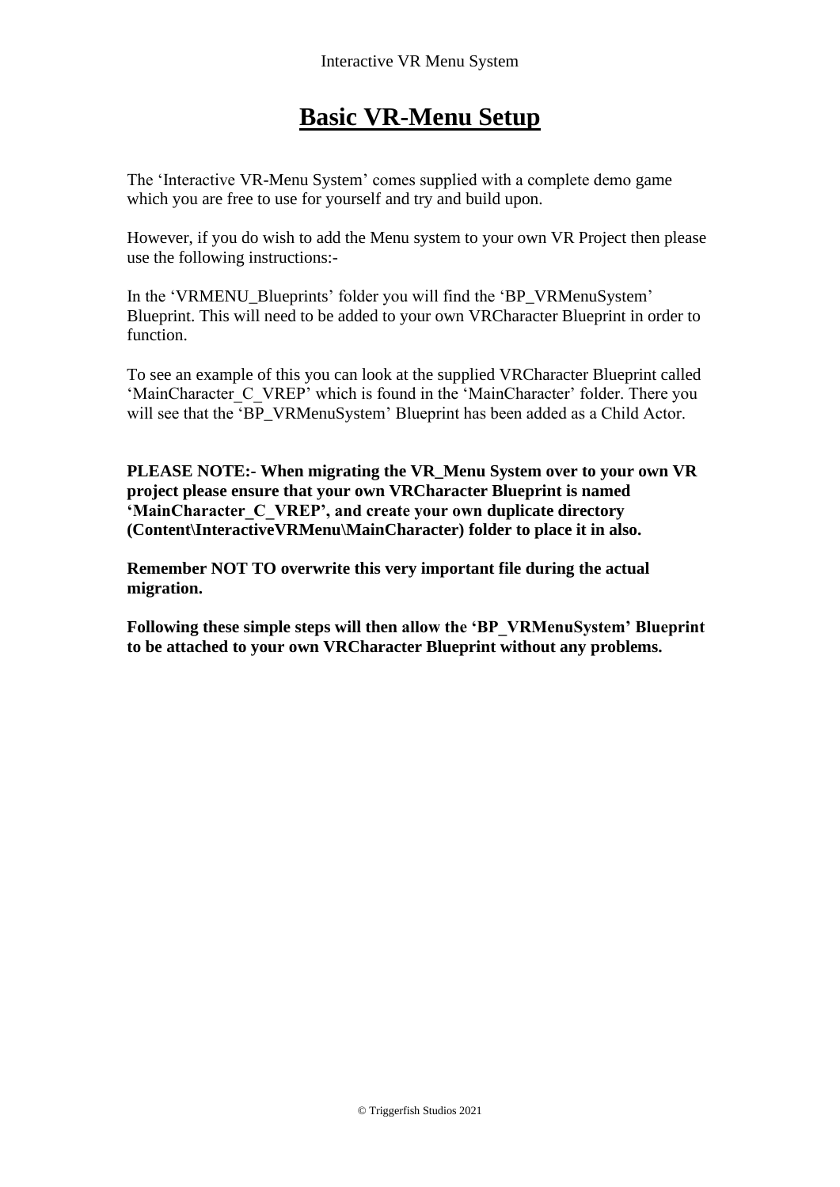# Basic VR-Menu Setup

The ‘Interactive VR-Menu System’ comes supplied with a complete demo game which you are free to use for yourself and try and build upon.

However, if you do wish to add the Menu system to your own VR Project then please use the following instructions:-

In the ‘VRMENU_Blueprints’ folder you will find the ‘BP_VRMenuSystem’ Blueprint. This will need to be added to your own VRCharacter Blueprint in order to function.

To see an example of this you can look at the supplied VRCharacter Blueprint called ‘MainCharacter_C_VREP’ which is found in the ‘MainCharacter’ folder. There you will see that the ‘BP_VRMenuSystem’ Blueprint has been added as a Child Actor.

**PLEASE NOTE:- When migrating the VR_Menu System over to your own VR project please ensure that your own VRCharacter Blueprint is named ‘MainCharacter_C_VREP’, and create your own duplicate directory (Content\InteractiveVRMenu\MainCharacter) folder to place it in also.**

**Remember NOT TO overwrite this very important file during the actual migration.**

**Following these simple steps will then allow the ‘BP_VRMenuSystem’ Blueprint to be attached to your own VRCharacter Blueprint without any problems.**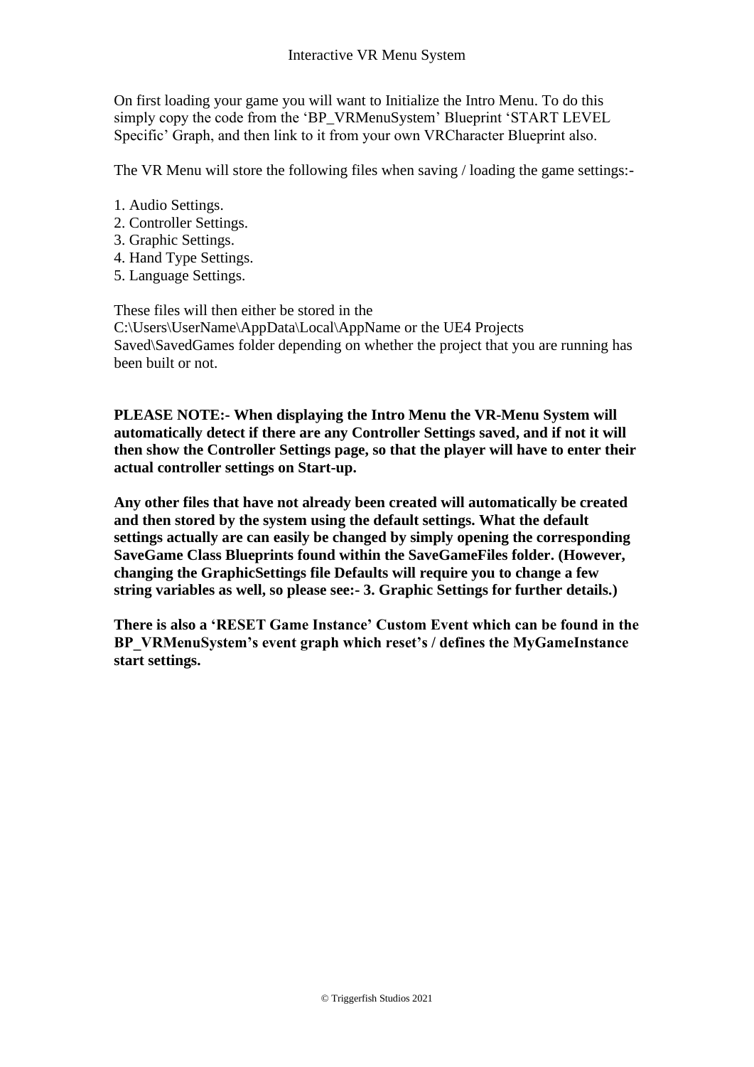On first loading your game you will want to Initialize the Intro Menu. To do this simply copy the code from the 'BP_VRMenuSystem' Blueprint 'START LEVEL Specific' Graph, and then link to it from your own VRCharacter Blueprint also.

The VR Menu will store the following files when saving / loading the game settings:-

1. Audio Settings.
2. Controller Settings.
3. Graphic Settings.
4. Hand Type Settings.
5. Language Settings.

These files will then either be stored in the C:\Users\UserName\AppData\Local\AppName or the UE4 Projects Saved\SavedGames folder depending on whether the project that you are running has been built or not.

**PLEASE NOTE:- When displaying the Intro Menu the VR-Menu System will automatically detect if there are any Controller Settings saved, and if not it will then show the Controller Settings page, so that the player will have to enter their actual controller settings on Start-up.**

**Any other files that have not already been created will automatically be created and then stored by the system using the default settings. What the default settings actually are can easily be changed by simply opening the corresponding SaveGame Class Blueprints found within the SaveGameFiles folder. (However, changing the GraphicSettings file Defaults will require you to change a few string variables as well, so please see:- 3. Graphic Settings for further details.)**

**There is also a 'RESET Game Instance' Custom Event which can be found in the BP_VRMenuSystem's event graph which reset's / defines the MyGameInstance start settings.**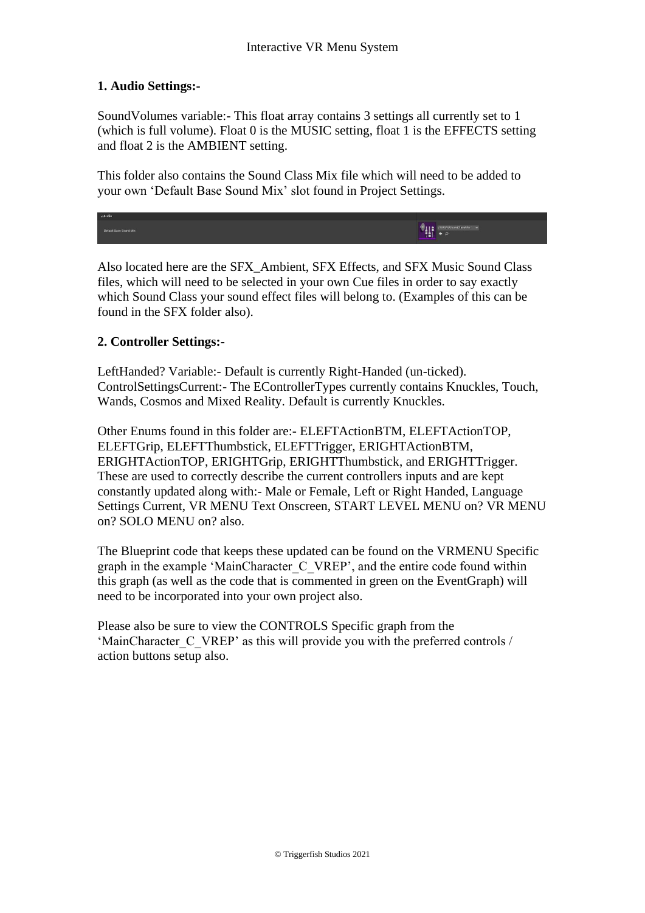### 1. Audio Settings:-

SoundVolumes variable:- This float array contains 3 settings all currently set to 1 (which is full volume). Float 0 is the MUSIC setting, float 1 is the EFFECTS setting and float 2 is the AMBIENT setting.

This folder also contains the Sound Class Mix file which will need to be added to your own 'Default Base Sound Mix' slot found in Project Settings.

Also located here are the SFX_Ambient, SFX Effects, and SFX Music Sound Class files, which will need to be selected in your own Cue files in order to say exactly which Sound Class your sound effect files will belong to. (Examples of this can be found in the SFX folder also).

### 2. Controller Settings:-

LeftHanded? Variable:- Default is currently Right-Handed (un-ticked).
ControlSettingsCurrent:- The EControllerTypes currently contains Knuckles, Touch, Wands, Cosmos and Mixed Reality. Default is currently Knuckles.

Other Enums found in this folder are:- ELEFTActionBTM, ELEFTActionTOP, ELEFTGrip, ELEFTThumbstick, ELEFTTrigger, ERIGHTActionBTM, ERIGHTActionTOP, ERIGHTGrip, ERIGHTThumbstick, and ERIGHTTrigger. These are used to correctly describe the current controllers inputs and are kept constantly updated along with:- Male or Female, Left or Right Handed, Language Settings Current, VR MENU Text Onscreen, START LEVEL MENU on? VR MENU on? SOLO MENU on? also.

The Blueprint code that keeps these updated can be found on the VRMENU Specific graph in the example 'MainCharacter_C_VREP', and the entire code found within this graph (as well as the code that is commented in green on the EventGraph) will need to be incorporated into your own project also.

Please also be sure to view the CONTROLS Specific graph from the 'MainCharacter_C_VREP' as this will provide you with the preferred controls / action buttons setup also.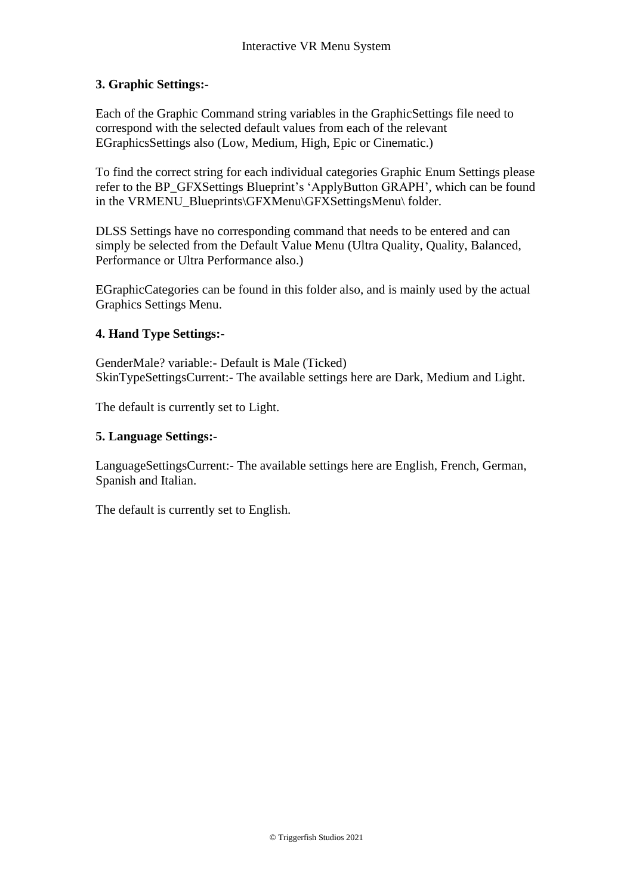### 3. Graphic Settings:-

Each of the Graphic Command string variables in the GraphicSettings file need to correspond with the selected default values from each of the relevant EGraphicsSettings also (Low, Medium, High, Epic or Cinematic.)

To find the correct string for each individual categories Graphic Enum Settings please refer to the BP_GFXSettings Blueprint's 'ApplyButton GRAPH', which can be found in the VRMENU_Blueprints\GFXMenu\GFXSettingsMenu\ folder.

DLSS Settings have no corresponding command that needs to be entered and can simply be selected from the Default Value Menu (Ultra Quality, Quality, Balanced, Performance or Ultra Performance also.)

EGraphicCategories can be found in this folder also, and is mainly used by the actual Graphics Settings Menu.

### 4. Hand Type Settings:-

GenderMale? variable:- Default is Male (Ticked)
SkinTypeSettingsCurrent:- The available settings here are Dark, Medium and Light.

The default is currently set to Light.

### 5. Language Settings:-

LanguageSettingsCurrent:- The available settings here are English, French, German, Spanish and Italian.

The default is currently set to English.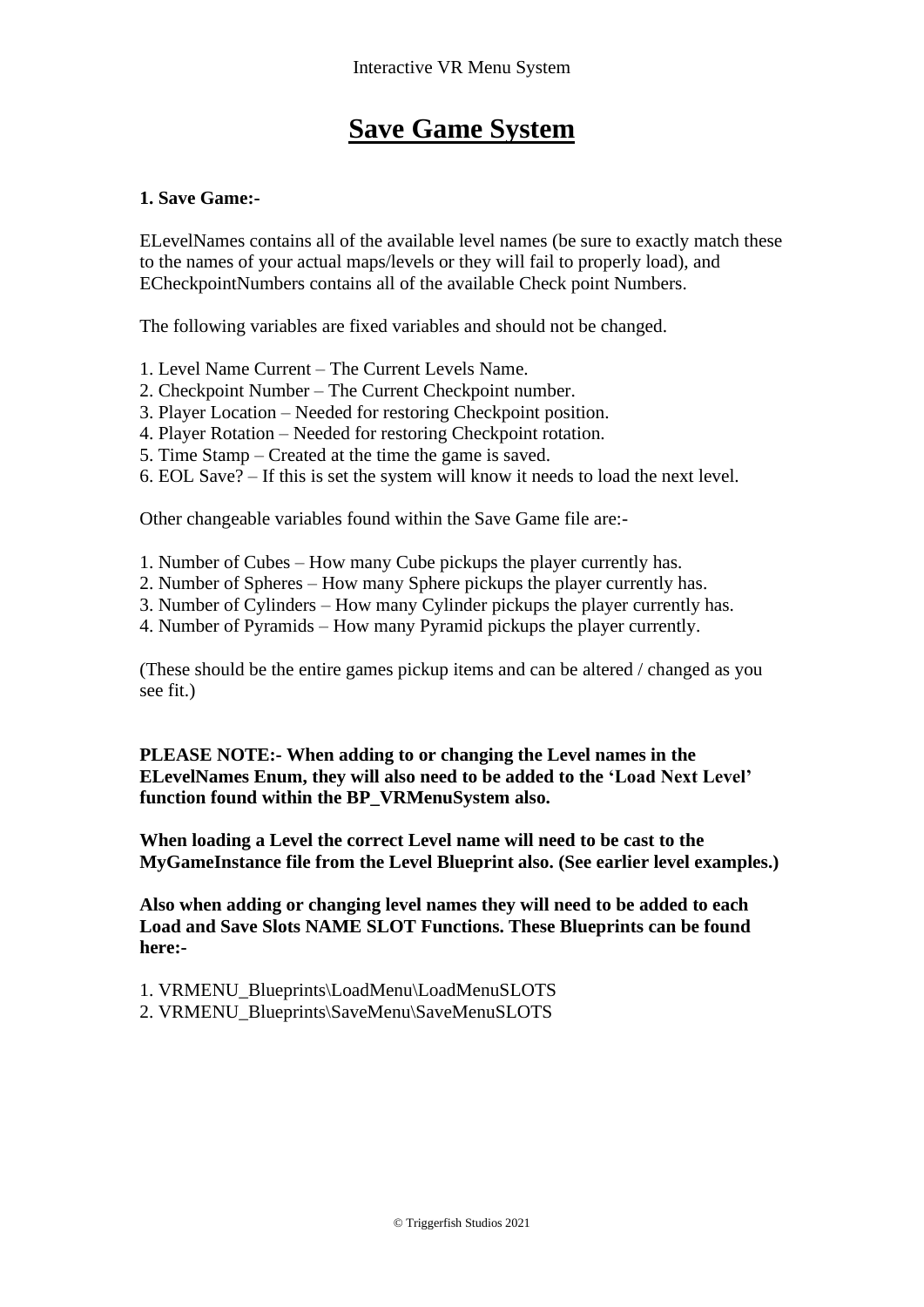# Save Game System

**1. Save Game:-**

ELevelNames contains all of the available level names (be sure to exactly match these to the names of your actual maps/levels or they will fail to properly load), and ECheckpointNumbers contains all of the available Check point Numbers.

The following variables are fixed variables and should not be changed.

1. Level Name Current – The Current Levels Name.
2. Checkpoint Number – The Current Checkpoint number.
3. Player Location – Needed for restoring Checkpoint position.
4. Player Rotation – Needed for restoring Checkpoint rotation.
5. Time Stamp – Created at the time the game is saved.
6. EOL Save? – If this is set the system will know it needs to load the next level.

Other changeable variables found within the Save Game file are:-

1. Number of Cubes – How many Cube pickups the player currently has.
2. Number of Spheres – How many Sphere pickups the player currently has.
3. Number of Cylinders – How many Cylinder pickups the player currently has.
4. Number of Pyramids – How many Pyramid pickups the player currently.

(These should be the entire games pickup items and can be altered / changed as you see fit.)

**PLEASE NOTE:- When adding to or changing the Level names in the ELevelNames Enum, they will also need to be added to the 'Load Next Level' function found within the BP_VRMenuSystem also.**

**When loading a Level the correct Level name will need to be cast to the MyGameInstance file from the Level Blueprint also. (See earlier level examples.)**

**Also when adding or changing level names they will need to be added to each Load and Save Slots NAME SLOT Functions. These Blueprints can be found here:-**

1. VRMENU_Blueprints\LoadMenu\LoadMenuSLOTS
2. VRMENU_Blueprints\SaveMenu\SaveMenuSLOTS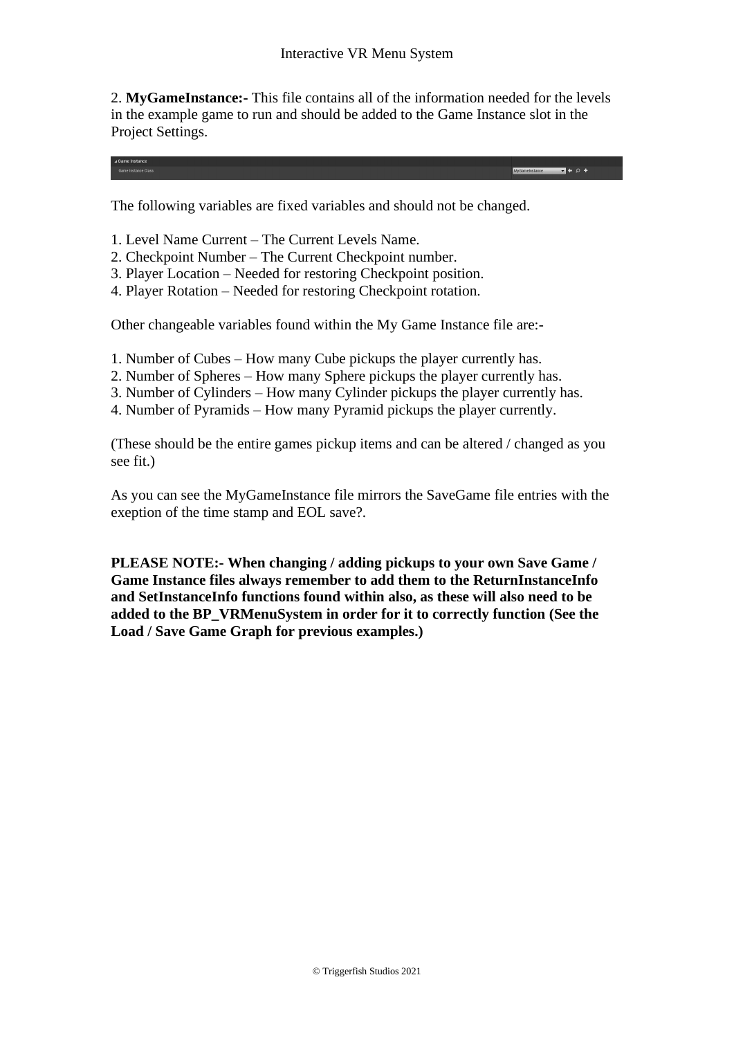2. **MyGameInstance:-** This file contains all of the information needed for the levels in the example game to run and should be added to the Game Instance slot in the Project Settings.

The following variables are fixed variables and should not be changed.

1. Level Name Current – The Current Levels Name.
2. Checkpoint Number – The Current Checkpoint number.
3. Player Location – Needed for restoring Checkpoint position.
4. Player Rotation – Needed for restoring Checkpoint rotation.

Other changeable variables found within the My Game Instance file are:-

1. Number of Cubes – How many Cube pickups the player currently has.
2. Number of Spheres – How many Sphere pickups the player currently has.
3. Number of Cylinders – How many Cylinder pickups the player currently has.
4. Number of Pyramids – How many Pyramid pickups the player currently.

(These should be the entire games pickup items and can be altered / changed as you see fit.)

As you can see the MyGameInstance file mirrors the SaveGame file entries with the exeption of the time stamp and EOL save?.

**PLEASE NOTE:- When changing / adding pickups to your own Save Game / Game Instance files always remember to add them to the ReturnInstanceInfo and SetInstanceInfo functions found within also, as these will also need to be added to the BP_VRMenuSystem in order for it to correctly function (See the Load / Save Game Graph for previous examples.)**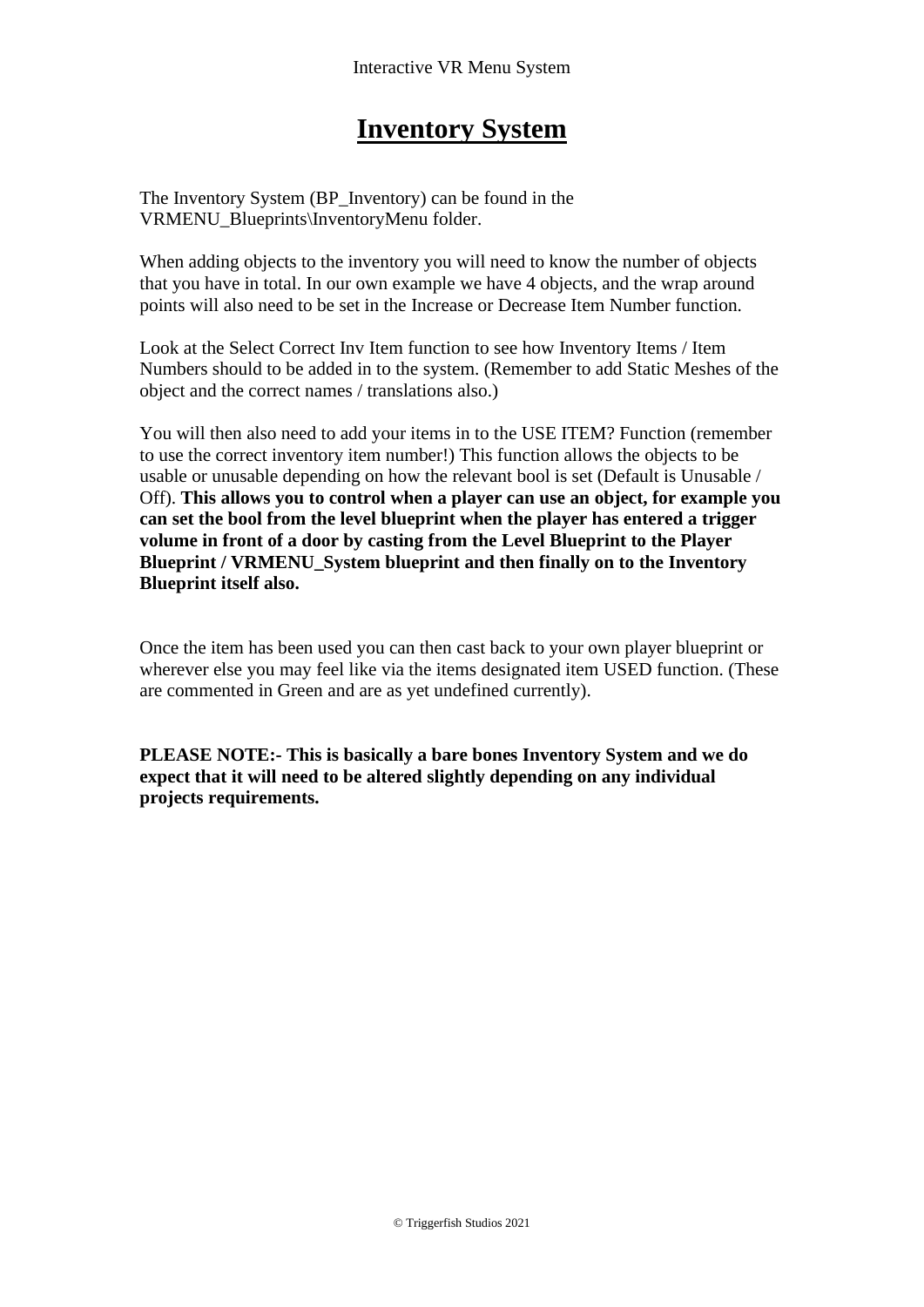# Inventory System

The Inventory System (BP_Inventory) can be found in the VRMENU_Blueprints\InventoryMenu folder.

When adding objects to the inventory you will need to know the number of objects that you have in total. In our own example we have 4 objects, and the wrap around points will also need to be set in the Increase or Decrease Item Number function.

Look at the Select Correct Inv Item function to see how Inventory Items / Item Numbers should to be added in to the system. (Remember to add Static Meshes of the object and the correct names / translations also.)

You will then also need to add your items in to the USE ITEM? Function (remember to use the correct inventory item number!) This function allows the objects to be usable or unusable depending on how the relevant bool is set (Default is Unusable / Off). **This allows you to control when a player can use an object, for example you can set the bool from the level blueprint when the player has entered a trigger volume in front of a door by casting from the Level Blueprint to the Player Blueprint / VRMENU_System blueprint and then finally on to the Inventory Blueprint itself also.**

Once the item has been used you can then cast back to your own player blueprint or wherever else you may feel like via the items designated item USED function. (These are commented in Green and are as yet undefined currently).

**PLEASE NOTE:- This is basically a bare bones Inventory System and we do expect that it will need to be altered slightly depending on any individual projects requirements.**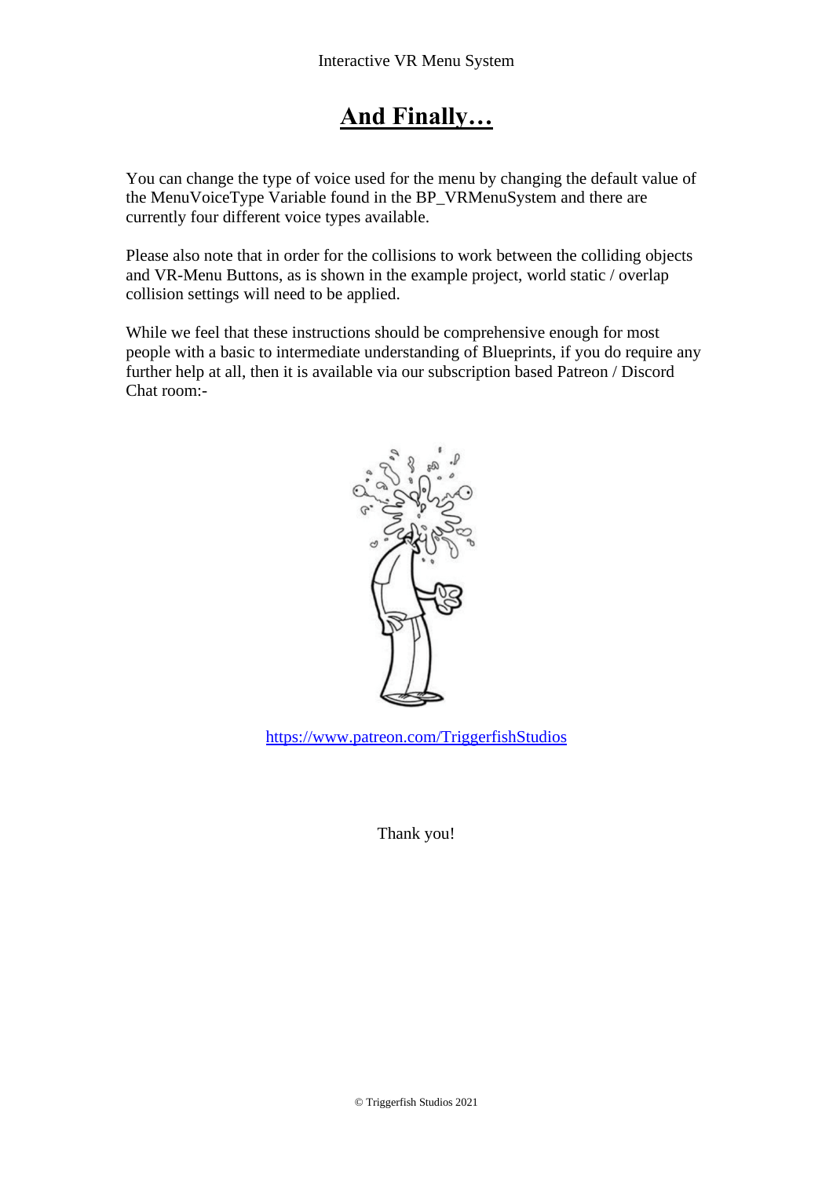# And Finally…

You can change the type of voice used for the menu by changing the default value of the MenuVoiceType Variable found in the BP_VRMenuSystem and there are currently four different voice types available.

Please also note that in order for the collisions to work between the colliding objects and VR-Menu Buttons, as is shown in the example project, world static / overlap collision settings will need to be applied.

While we feel that these instructions should be comprehensive enough for most people with a basic to intermediate understanding of Blueprints, if you do require any further help at all, then it is available via our subscription based Patreon / Discord Chat room:-

https://www.patreon.com/TriggerfishStudios

Thank you!

© Triggerfish Studios 2021